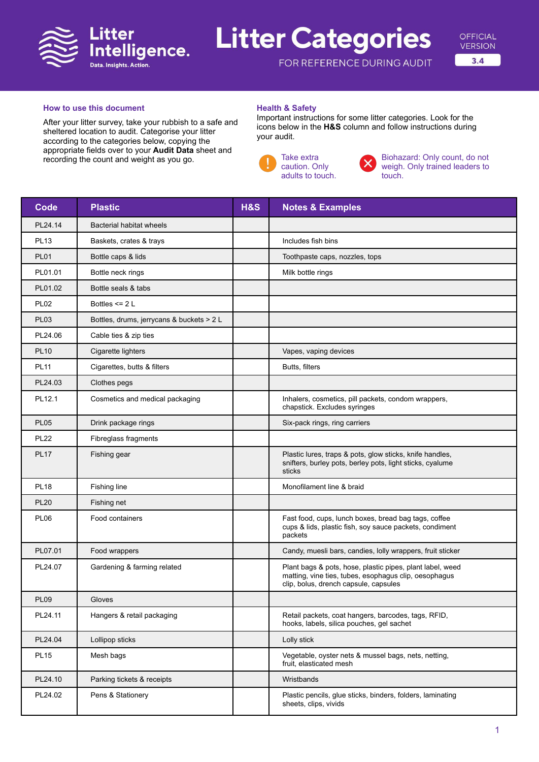Litter Intelligence. Data. Insights. Action.

# Litter Categories

FOR REFERENCE DURING AUDIT

OFFICIAL VERSION 3.4

### How to use this document

After your litter survey, take your rubbish to a safe and sheltered location to audit. Categorise your litter according to the categories below, copying the appropriate fields over to your **Audit Data** sheet and recording the count and weight as you go.

### Health & Safety

Important instructions for some litter categories. Look for the icons below in the **H&S** column and follow instructions during your audit.

- Take extra caution. Only adults to touch.
- Biohazard: Only count, do not weigh. Only trained leaders to touch.

| Code | Plastic | H&S | Notes & Examples |
|---|---|---|---|
| PL24.14 | Bacterial habitat wheels | | |
| PL13 | Baskets, crates & trays | | Includes fish bins |
| PL01 | Bottle caps & lids | | Toothpaste caps, nozzles, tops |
| PL01.01 | Bottle neck rings | | Milk bottle rings |
| PL01.02 | Bottle seals & tabs | | |
| PL02 | Bottles <= 2 L | | |
| PL03 | Bottles, drums, jerrycans & buckets > 2 L | | |
| PL24.06 | Cable ties & zip ties | | |
| PL10 | Cigarette lighters | | Vapes, vaping devices |
| PL11 | Cigarettes, butts & filters | | Butts, filters |
| PL24.03 | Clothes pegs | | |
| PL12.1 | Cosmetics and medical packaging | | Inhalers, cosmetics, pill packets, condom wrappers, chapstick. Excludes syringes |
| PL05 | Drink package rings | | Six-pack rings, ring carriers |
| PL22 | Fibreglass fragments | | |
| PL17 | Fishing gear | | Plastic lures, traps & pots, glow sticks, knife handles, snifters, burley pots, berley pots, light sticks, cyalume sticks |
| PL18 | Fishing line | | Monofilament line & braid |
| PL20 | Fishing net | | |
| PL06 | Food containers | | Fast food, cups, lunch boxes, bread bag tags, coffee cups & lids, plastic fish, soy sauce packets, condiment packets |
| PL07.01 | Food wrappers | | Candy, muesli bars, candies, lolly wrappers, fruit sticker |
| PL24.07 | Gardening & farming related | | Plant bags & pots, hose, plastic pipes, plant label, weed matting, vine ties, tubes, esophagus clip, oesophagus clip, bolus, drench capsule, capsules |
| PL09 | Gloves | | |
| PL24.11 | Hangers & retail packaging | | Retail packets, coat hangers, barcodes, tags, RFID, hooks, labels, silica pouches, gel sachet |
| PL24.04 | Lollipop sticks | | Lolly stick |
| PL15 | Mesh bags | | Vegetable, oyster nets & mussel bags, nets, netting, fruit, elasticated mesh |
| PL24.10 | Parking tickets & receipts | | Wristbands |
| PL24.02 | Pens & Stationery | | Plastic pencils, glue sticks, binders, folders, laminating sheets, clips, vivids |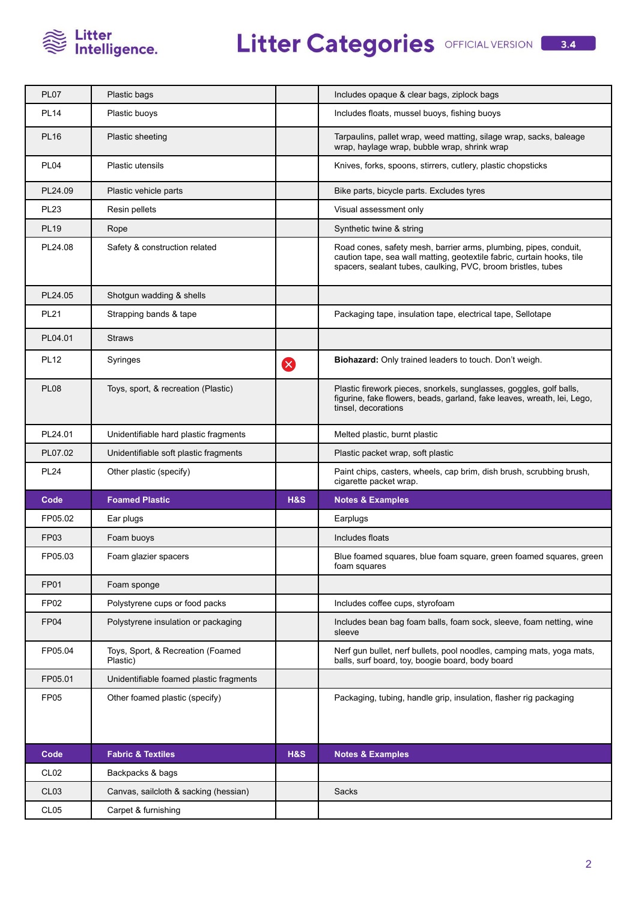| PL07 | Plastic bags | | Includes opaque & clear bags, ziplock bags |
|---|---|---|---|
| PL14 | Plastic buoys | | Includes floats, mussel buoys, fishing buoys |
| PL16 | Plastic sheeting | | Tarpaulins, pallet wrap, weed matting, silage wrap, sacks, baleage wrap, haylage wrap, bubble wrap, shrink wrap |
| PL04 | Plastic utensils | | Knives, forks, spoons, stirrers, cutlery, plastic chopsticks |
| PL24.09 | Plastic vehicle parts | | Bike parts, bicycle parts. Excludes tyres |
| PL23 | Resin pellets | | Visual assessment only |
| PL19 | Rope | | Synthetic twine & string |
| PL24.08 | Safety & construction related | | Road cones, safety mesh, barrier arms, plumbing, pipes, conduit, caution tape, sea wall matting, geotextile fabric, curtain hooks, tile spacers, sealant tubes, caulking, PVC, broom bristles, tubes |
| PL24.05 | Shotgun wadding & shells | | |
| PL21 | Strapping bands & tape | | Packaging tape, insulation tape, electrical tape, Sellotape |
| PL04.01 | Straws | | |
| PL12 | Syringes | ⊗ | **Biohazard:** Only trained leaders to touch. Don't weigh. |
| PL08 | Toys, sport, & recreation (Plastic) | | Plastic firework pieces, snorkels, sunglasses, goggles, golf balls, figurine, fake flowers, beads, garland, fake leaves, wreath, lei, Lego, tinsel, decorations |
| PL24.01 | Unidentifiable hard plastic fragments | | Melted plastic, burnt plastic |
| PL07.02 | Unidentifiable soft plastic fragments | | Plastic packet wrap, soft plastic |
| PL24 | Other plastic (specify) | | Paint chips, casters, wheels, cap brim, dish brush, scrubbing brush, cigarette packet wrap. |
| **Code** | **Foamed Plastic** | **H&S** | **Notes & Examples** |
| FP05.02 | Ear plugs | | Earplugs |
| FP03 | Foam buoys | | Includes floats |
| FP05.03 | Foam glazier spacers | | Blue foamed squares, blue foam square, green foamed squares, green foam squares |
| FP01 | Foam sponge | | |
| FP02 | Polystyrene cups or food packs | | Includes coffee cups, styrofoam |
| FP04 | Polystyrene insulation or packaging | | Includes bean bag foam balls, foam sock, sleeve, foam netting, wine sleeve |
| FP05.04 | Toys, Sport, & Recreation (Foamed Plastic) | | Nerf gun bullet, nerf bullets, pool noodles, camping mats, yoga mats, balls, surf board, toy, boogie board, body board |
| FP05.01 | Unidentifiable foamed plastic fragments | | |
| FP05 | Other foamed plastic (specify) | | Packaging, tubing, handle grip, insulation, flasher rig packaging |
| **Code** | **Fabric & Textiles** | **H&S** | **Notes & Examples** |
| CL02 | Backpacks & bags | | |
| CL03 | Canvas, sailcloth & sacking (hessian) | | Sacks |
| CL05 | Carpet & furnishing | | |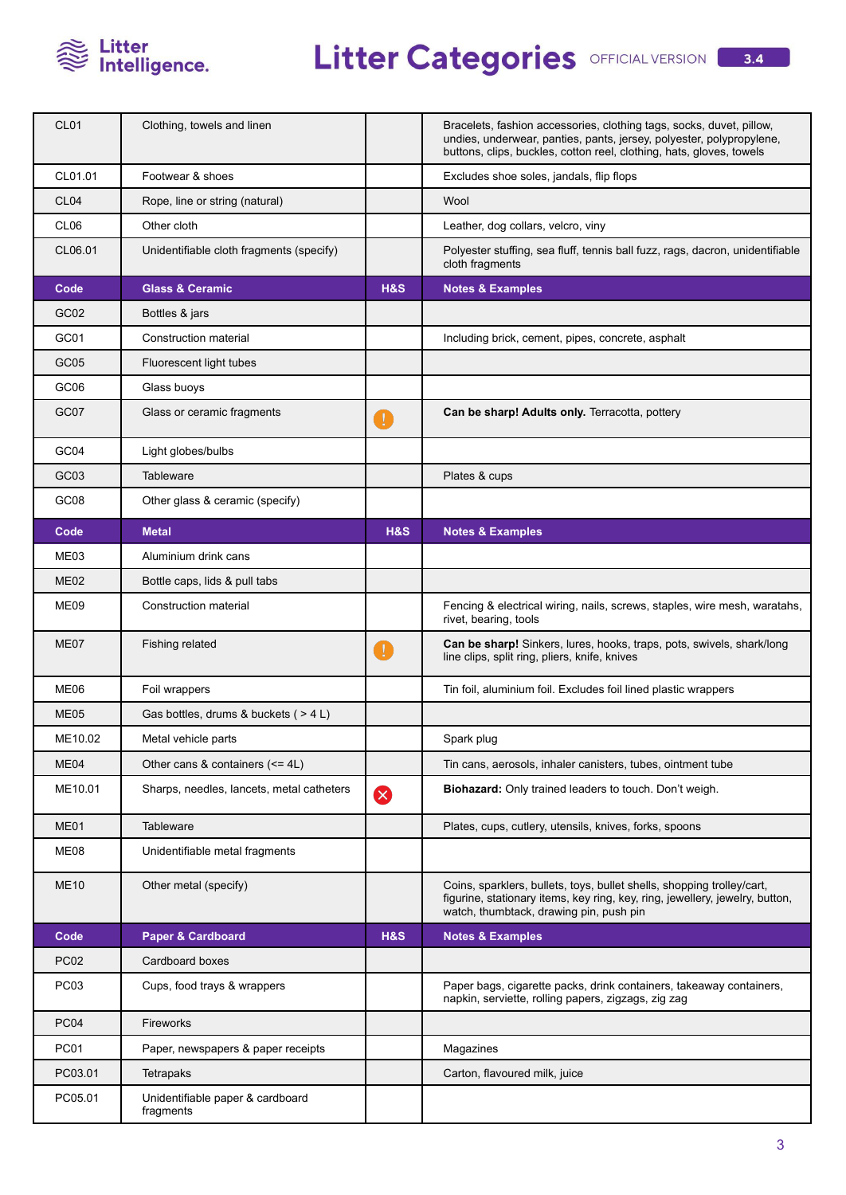| CL01 | Clothing, towels and linen | | Bracelets, fashion accessories, clothing tags, socks, duvet, pillow, undies, underwear, panties, pants, jersey, polyester, polypropylene, buttons, clips, buckles, cotton reel, clothing, hats, gloves, towels |
|---|---|---|---|
| CL01.01 | Footwear & shoes | | Excludes shoe soles, jandals, flip flops |
| CL04 | Rope, line or string (natural) | | Wool |
| CL06 | Other cloth | | Leather, dog collars, velcro, viny |
| CL06.01 | Unidentifiable cloth fragments (specify) | | Polyester stuffing, sea fluff, tennis ball fuzz, rags, dacron, unidentifiable cloth fragments |
| **Code** | **Glass & Ceramic** | **H&S** | **Notes & Examples** |
| GC02 | Bottles & jars | | |
| GC01 | Construction material | | Including brick, cement, pipes, concrete, asphalt |
| GC05 | Fluorescent light tubes | | |
| GC06 | Glass buoys | | |
| GC07 | Glass or ceramic fragments | ! | **Can be sharp! Adults only.** Terracotta, pottery |
| GC04 | Light globes/bulbs | | |
| GC03 | Tableware | | Plates & cups |
| GC08 | Other glass & ceramic (specify) | | |
| **Code** | **Metal** | **H&S** | **Notes & Examples** |
| ME03 | Aluminium drink cans | | |
| ME02 | Bottle caps, lids & pull tabs | | |
| ME09 | Construction material | | Fencing & electrical wiring, nails, screws, staples, wire mesh, waratahs, rivet, bearing, tools |
| ME07 | Fishing related | ! | **Can be sharp!** Sinkers, lures, hooks, traps, pots, swivels, shark/long line clips, split ring, pliers, knife, knives |
| ME06 | Foil wrappers | | Tin foil, aluminium foil. Excludes foil lined plastic wrappers |
| ME05 | Gas bottles, drums & buckets ( > 4 L) | | |
| ME10.02 | Metal vehicle parts | | Spark plug |
| ME04 | Other cans & containers (<= 4L) | | Tin cans, aerosols, inhaler canisters, tubes, ointment tube |
| ME10.01 | Sharps, needles, lancets, metal catheters | ✕ | **Biohazard:** Only trained leaders to touch. Don't weigh. |
| ME01 | Tableware | | Plates, cups, cutlery, utensils, knives, forks, spoons |
| ME08 | Unidentifiable metal fragments | | |
| ME10 | Other metal (specify) | | Coins, sparklers, bullets, toys, bullet shells, shopping trolley/cart, figurine, stationary items, key ring, key, ring, jewellery, jewelry, button, watch, thumbtack, drawing pin, push pin |
| **Code** | **Paper & Cardboard** | **H&S** | **Notes & Examples** |
| PC02 | Cardboard boxes | | |
| PC03 | Cups, food trays & wrappers | | Paper bags, cigarette packs, drink containers, takeaway containers, napkin, serviette, rolling papers, zigzags, zig zag |
| PC04 | Fireworks | | |
| PC01 | Paper, newspapers & paper receipts | | Magazines |
| PC03.01 | Tetrapaks | | Carton, flavoured milk, juice |
| PC05.01 | Unidentifiable paper & cardboard fragments | | |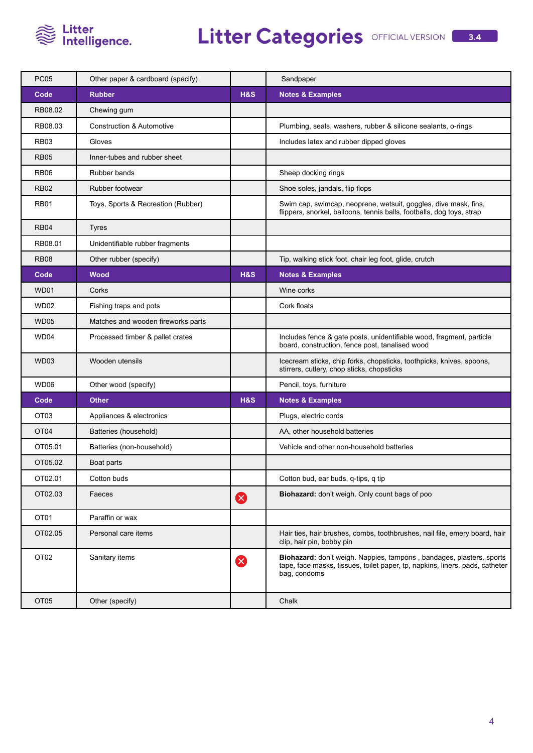| | | | |
|---|---|---|---|
| PC05 | Other paper & cardboard (specify) | | Sandpaper |
| **Code** | **Rubber** | **H&S** | **Notes & Examples** |
| RB08.02 | Chewing gum | | |
| RB08.03 | Construction & Automotive | | Plumbing, seals, washers, rubber & silicone sealants, o-rings |
| RB03 | Gloves | | Includes latex and rubber dipped gloves |
| RB05 | Inner-tubes and rubber sheet | | |
| RB06 | Rubber bands | | Sheep docking rings |
| RB02 | Rubber footwear | | Shoe soles, jandals, flip flops |
| RB01 | Toys, Sports & Recreation (Rubber) | | Swim cap, swimcap, neoprene, wetsuit, goggles, dive mask, fins, flippers, snorkel, balloons, tennis balls, footballs, dog toys, strap |
| RB04 | Tyres | | |
| RB08.01 | Unidentifiable rubber fragments | | |
| RB08 | Other rubber (specify) | | Tip, walking stick foot, chair leg foot, glide, crutch |
| **Code** | **Wood** | **H&S** | **Notes & Examples** |
| WD01 | Corks | | Wine corks |
| WD02 | Fishing traps and pots | | Cork floats |
| WD05 | Matches and wooden fireworks parts | | |
| WD04 | Processed timber & pallet crates | | Includes fence & gate posts, unidentifiable wood, fragment, particle board, construction, fence post, tanalised wood |
| WD03 | Wooden utensils | | Icecream sticks, chip forks, chopsticks, toothpicks, knives, spoons, stirrers, cutlery, chop sticks, chopsticks |
| WD06 | Other wood (specify) | | Pencil, toys, furniture |
| **Code** | **Other** | **H&S** | **Notes & Examples** |
| OT03 | Appliances & electronics | | Plugs, electric cords |
| OT04 | Batteries (household) | | AA, other household batteries |
| OT05.01 | Batteries (non-household) | | Vehicle and other non-household batteries |
| OT05.02 | Boat parts | | |
| OT02.01 | Cotton buds | | Cotton bud, ear buds, q-tips, q tip |
| OT02.03 | Faeces | ✖ | **Biohazard:** don't weigh. Only count bags of poo |
| OT01 | Paraffin or wax | | |
| OT02.05 | Personal care items | | Hair ties, hair brushes, combs, toothbrushes, nail file, emery board, hair clip, hair pin, bobby pin |
| OT02 | Sanitary items | ✖ | **Biohazard:** don't weigh. Nappies, tampons , bandages, plasters, sports tape, face masks, tissues, toilet paper, tp, napkins, liners, pads, catheter bag, condoms |
| OT05 | Other (specify) | | Chalk |